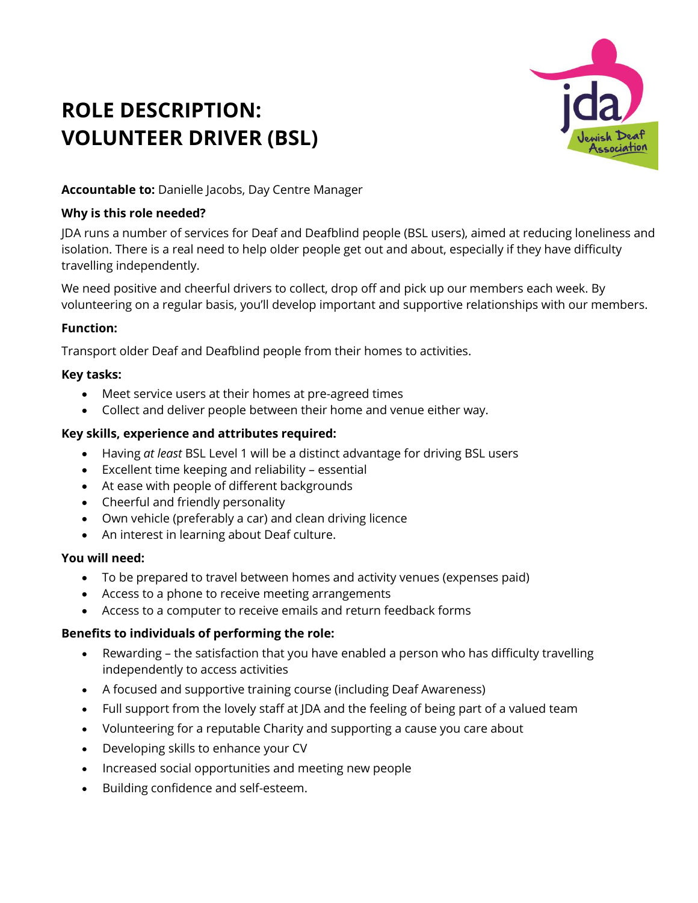# ROLE DESCRIPTION: VOLUNTEER DRIVER (BSL)

**Accountable to:** Danielle Jacobs, Day Centre Manager

**Why is this role needed?**

JDA runs a number of services for Deaf and Deafblind people (BSL users), aimed at reducing loneliness and isolation. There is a real need to help older people get out and about, especially if they have difficulty travelling independently.

We need positive and cheerful drivers to collect, drop off and pick up our members each week. By volunteering on a regular basis, you'll develop important and supportive relationships with our members.

**Function:**

Transport older Deaf and Deafblind people from their homes to activities.

**Key tasks:**

- Meet service users at their homes at pre-agreed times
- Collect and deliver people between their home and venue either way.

**Key skills, experience and attributes required:**

- Having *at least* BSL Level 1 will be a distinct advantage for driving BSL users
- Excellent time keeping and reliability – essential
- At ease with people of different backgrounds
- Cheerful and friendly personality
- Own vehicle (preferably a car) and clean driving licence
- An interest in learning about Deaf culture.

**You will need:**

- To be prepared to travel between homes and activity venues (expenses paid)
- Access to a phone to receive meeting arrangements
- Access to a computer to receive emails and return feedback forms

**Benefits to individuals of performing the role:**

- Rewarding – the satisfaction that you have enabled a person who has difficulty travelling independently to access activities
- A focused and supportive training course (including Deaf Awareness)
- Full support from the lovely staff at JDA and the feeling of being part of a valued team
- Volunteering for a reputable Charity and supporting a cause you care about
- Developing skills to enhance your CV
- Increased social opportunities and meeting new people
- Building confidence and self-esteem.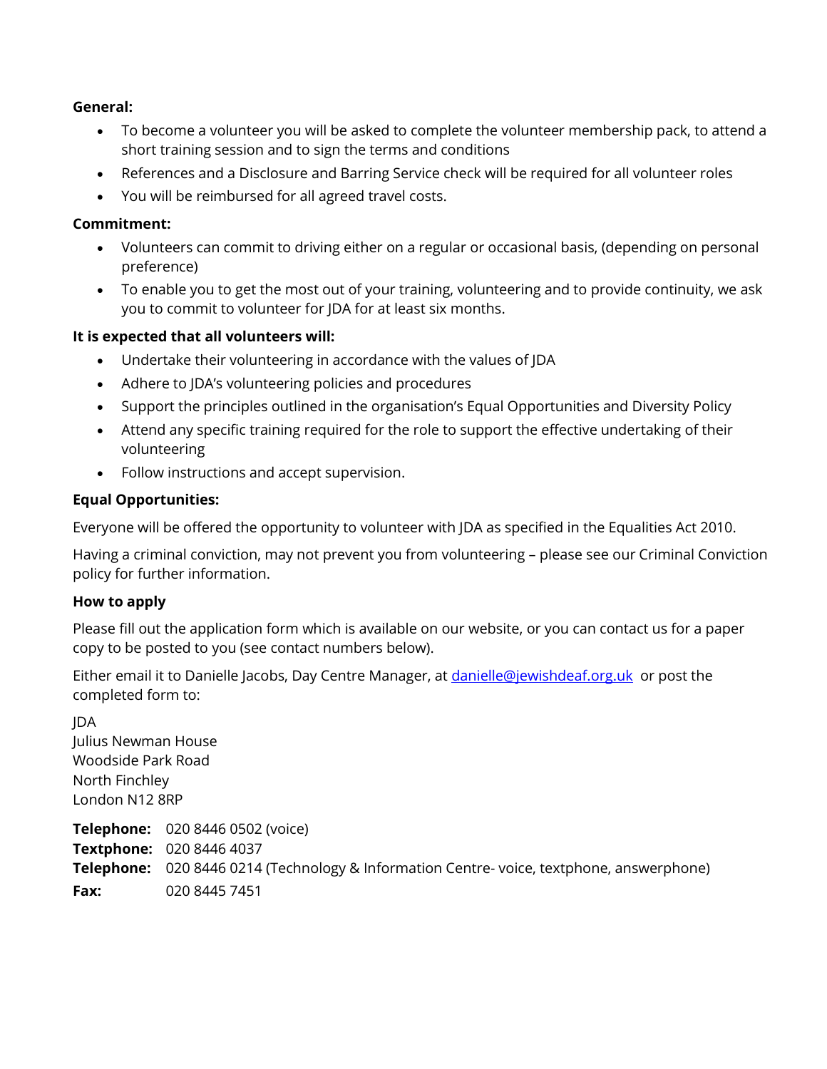**General:**

- To become a volunteer you will be asked to complete the volunteer membership pack, to attend a short training session and to sign the terms and conditions
- References and a Disclosure and Barring Service check will be required for all volunteer roles
- You will be reimbursed for all agreed travel costs.

**Commitment:**

- Volunteers can commit to driving either on a regular or occasional basis, (depending on personal preference)
- To enable you to get the most out of your training, volunteering and to provide continuity, we ask you to commit to volunteer for JDA for at least six months.

**It is expected that all volunteers will:**

- Undertake their volunteering in accordance with the values of JDA
- Adhere to JDA's volunteering policies and procedures
- Support the principles outlined in the organisation's Equal Opportunities and Diversity Policy
- Attend any specific training required for the role to support the effective undertaking of their volunteering
- Follow instructions and accept supervision.

**Equal Opportunities:**

Everyone will be offered the opportunity to volunteer with JDA as specified in the Equalities Act 2010.

Having a criminal conviction, may not prevent you from volunteering – please see our Criminal Conviction policy for further information.

**How to apply**

Please fill out the application form which is available on our website, or you can contact us for a paper copy to be posted to you (see contact numbers below).

Either email it to Danielle Jacobs, Day Centre Manager, at danielle@jewishdeaf.org.uk or post the completed form to:

JDA
Julius Newman House
Woodside Park Road
North Finchley
London N12 8RP

**Telephone:** 020 8446 0502 (voice)
**Textphone:** 020 8446 4037
**Telephone:** 020 8446 0214 (Technology & Information Centre- voice, textphone, answerphone)
**Fax:** 020 8445 7451